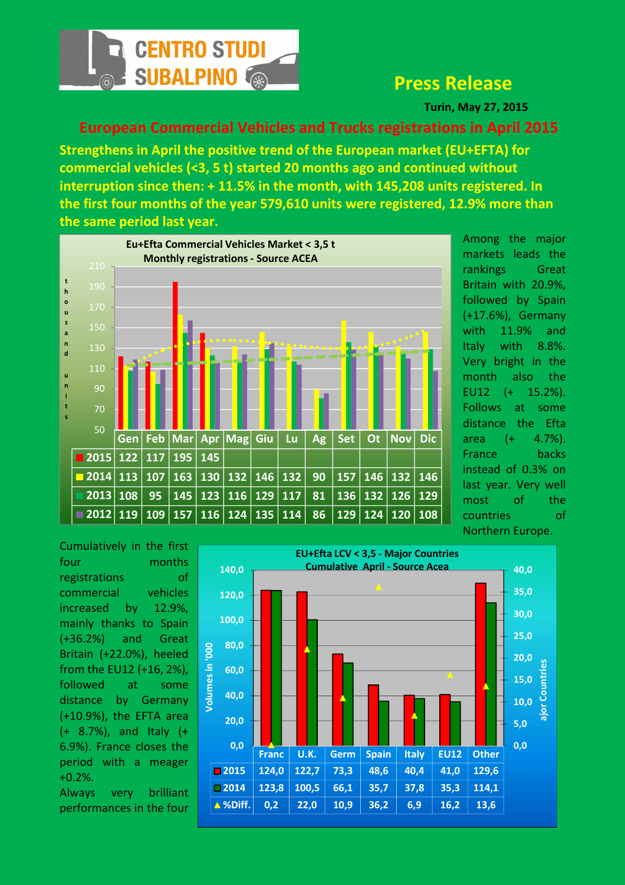CENTRO STUDI SUBALPINO

## Press Release

**Turin, May 27, 2015**

# European Commercial Vehicles and Trucks registrations in April 2015

**Strengthens in April the positive trend of the European market (EU+EFTA) for commercial vehicles (<3, 5 t) started 20 months ago and continued without interruption since then: + 11.5% in the month, with 145,208 units registered. In the first four months of the year 579,610 units were registered, 12.9% more than the same period last year.**

**Eu+Efta Commercial Vehicles Market < 3,5 t**
**Monthly registrations - Source ACEA**

| | Gen | Feb | Mar | Apr | Mag | Giu | Lu | Ag | Set | Ot | Nov | Dic |
|---|---|---|---|---|---|---|---|---|---|---|---|---|
| 2015 | 122 | 117 | 195 | 145 | | | | | | | | |
| 2014 | 113 | 107 | 163 | 130 | 132 | 146 | 132 | 90 | 157 | 146 | 132 | 146 |
| 2013 | 108 | 95 | 145 | 123 | 116 | 129 | 117 | 81 | 136 | 132 | 126 | 129 |
| 2012 | 119 | 109 | 157 | 116 | 124 | 135 | 114 | 86 | 129 | 124 | 120 | 108 |

Among the major markets leads the rankings Great Britain with 20.9%, followed by Spain (+17.6%), Germany with 11.9% and Italy with 8.8%. Very bright in the month also the EU12 (+ 15.2%). Follows at some distance the Efta area (+ 4.7%). France backs instead of 0.3% on last year. Very well most of the countries of Northern Europe.

Cumulatively in the first four months registrations of commercial vehicles increased by 12.9%, mainly thanks to Spain (+36.2%) and Great Britain (+22.0%), heeled from the EU12 (+16, 2%), followed at some distance by Germany (+10.9%), the EFTA area (+ 8.7%), and Italy (+ 6.9%). France closes the period with a meager +0.2%.

Always very brilliant performances in the four

**EU+Efta LCV < 3,5 - Major Countries**
**Cumulative April - Source Acea**

| | Franc | U.K. | Germ | Spain | Italy | EU12 | Other |
|---|---|---|---|---|---|---|---|
| 2015 | 124,0 | 122,7 | 73,3 | 48,6 | 40,4 | 41,0 | 129,6 |
| 2014 | 123,8 | 100,5 | 66,1 | 35,7 | 37,8 | 35,3 | 114,1 |
| %Diff. | 0,2 | 22,0 | 10,9 | 36,2 | 6,9 | 16,2 | 13,6 |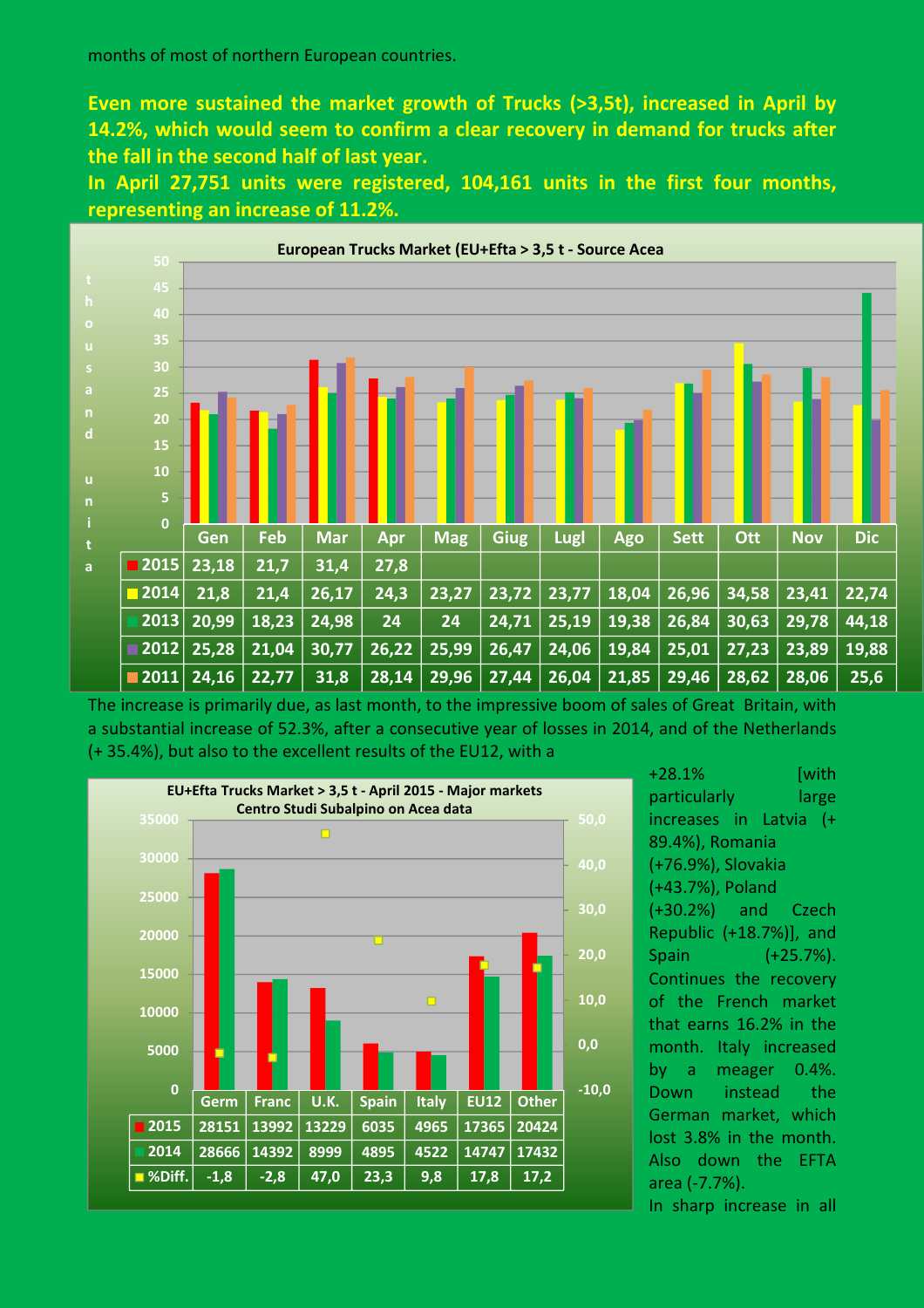months of most of northern European countries.

**Even more sustained the market growth of Trucks (>3,5t), increased in April by 14.2%, which would seem to confirm a clear recovery in demand for trucks after the fall in the second half of last year.**

**In April 27,751 units were registered, 104,161 units in the first four months, representing an increase of 11.2%.**

**European Trucks Market (EU+Efta > 3,5 t - Source Acea**

thousand units

| | Gen | Feb | Mar | Apr | Mag | Giug | Lugl | Ago | Sett | Ott | Nov | Dic |
|---|---|---|---|---|---|---|---|---|---|---|---|---|
| 2015 | 23,18 | 21,7 | 31,4 | 27,8 | | | | | | | | |
| 2014 | 21,8 | 21,4 | 26,17 | 24,3 | 23,27 | 23,72 | 23,77 | 18,04 | 26,96 | 34,58 | 23,41 | 22,74 |
| 2013 | 20,99 | 18,23 | 24,98 | 24 | 24 | 24,71 | 25,19 | 19,38 | 26,84 | 30,63 | 29,78 | 44,18 |
| 2012 | 25,28 | 21,04 | 30,77 | 26,22 | 25,99 | 26,47 | 24,06 | 19,84 | 25,01 | 27,23 | 23,89 | 19,88 |
| 2011 | 24,16 | 22,77 | 31,8 | 28,14 | 29,96 | 27,44 | 26,04 | 21,85 | 29,46 | 28,62 | 28,06 | 25,6 |

The increase is primarily due, as last month, to the impressive boom of sales of Great Britain, with a substantial increase of 52.3%, after a consecutive year of losses in 2014, and of the Netherlands (+ 35.4%), but also to the excellent results of the EU12, with a +28.1% [with particularly large increases in Latvia (+ 89.4%), Romania (+76.9%), Slovakia (+43.7%), Poland (+30.2%) and Czech Republic (+18.7%)], and Spain (+25.7%). Continues the recovery of the French market that earns 16.2% in the month. Italy increased by a meager 0.4%. Down instead the German market, which lost 3.8% in the month. Also down the EFTA area (-7.7%).

**EU+Efta Trucks Market > 3,5 t - April 2015 - Major markets**
**Centro Studi Subalpino on Acea data**

| | Germ | Franc | U.K. | Spain | Italy | EU12 | Other |
|---|---|---|---|---|---|---|---|
| 2015 | 28151 | 13992 | 13229 | 6035 | 4965 | 17365 | 20424 |
| 2014 | 28666 | 14392 | 8999 | 4895 | 4522 | 14747 | 17432 |
| %Diff. | -1,8 | -2,8 | 47,0 | 23,3 | 9,8 | 17,8 | 17,2 |

In sharp increase in all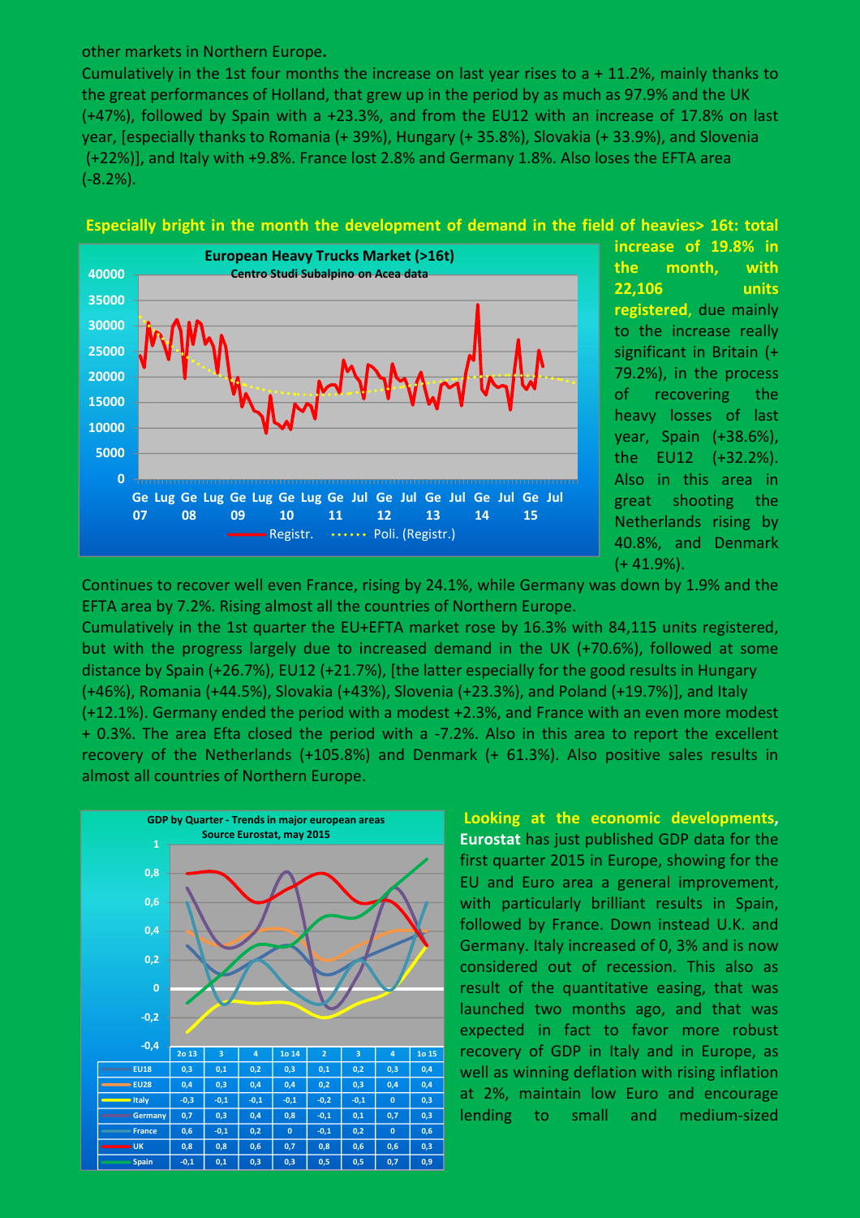other markets in Northern Europe.

Cumulatively in the 1st four months the increase on last year rises to a + 11.2%, mainly thanks to the great performances of Holland, that grew up in the period by as much as 97.9% and the UK (+47%), followed by Spain with a +23.3%, and from the EU12 with an increase of 17.8% on last year, [especially thanks to Romania (+ 39%), Hungary (+ 35.8%), Slovakia (+ 33.9%), and Slovenia (+22%)], and Italy with +9.8%. France lost 2.8% and Germany 1.8%. Also loses the EFTA area (-8.2%).

**Especially bright in the month the development of demand in the field of heavies> 16t: total increase of 19.8% in the month, with 22,106 units registered**, due mainly to the increase really significant in Britain (+ 79.2%), in the process of recovering the heavy losses of last year, Spain (+38.6%), the EU12 (+32.2%). Also in this area in great shooting the Netherlands rising by 40.8%, and Denmark (+ 41.9%).

**European Heavy Trucks Market (>16t)**
Centro Studi Subalpino on Acea data

Continues to recover well even France, rising by 24.1%, while Germany was down by 1.9% and the EFTA area by 7.2%. Rising almost all the countries of Northern Europe.

Cumulatively in the 1st quarter the EU+EFTA market rose by 16.3% with 84,115 units registered, but with the progress largely due to increased demand in the UK (+70.6%), followed at some distance by Spain (+26.7%), EU12 (+21.7%), [the latter especially for the good results in Hungary (+46%), Romania (+44.5%), Slovakia (+43%), Slovenia (+23.3%), and Poland (+19.7%)], and Italy (+12.1%). Germany ended the period with a modest +2.3%, and France with an even more modest + 0.3%. The area Efta closed the period with a -7.2%. Also in this area to report the excellent recovery of the Netherlands (+105.8%) and Denmark (+ 61.3%). Also positive sales results in almost all countries of Northern Europe.

**GDP by Quarter - Trends in major european areas**
Source Eurostat, may 2015

| | 2o 13 | 3 | 4 | 1o 14 | 2 | 3 | 4 | 1o 15 |
|---|---|---|---|---|---|---|---|---|
| EU18 | 0,3 | 0,1 | 0,2 | 0,3 | 0,1 | 0,2 | 0,3 | 0,4 |
| EU28 | 0,4 | 0,3 | 0,4 | 0,4 | 0,2 | 0,3 | 0,4 | 0,4 |
| Italy | -0,3 | -0,1 | -0,1 | -0,1 | -0,2 | -0,1 | 0 | 0,3 |
| Germany | 0,7 | 0,3 | 0,4 | 0,8 | -0,1 | 0,1 | 0,7 | 0,3 |
| France | 0,6 | -0,1 | 0,2 | 0 | -0,1 | 0,2 | 0 | 0,6 |
| UK | 0,8 | 0,8 | 0,6 | 0,7 | 0,8 | 0,6 | 0,6 | 0,3 |
| Spain | -0,1 | 0,1 | 0,3 | 0,3 | 0,5 | 0,5 | 0,7 | 0,9 |

**Looking at the economic developments, Eurostat** has just published GDP data for the first quarter 2015 in Europe, showing for the EU and Euro area a general improvement, with particularly brilliant results in Spain, followed by France. Down instead U.K. and Germany. Italy increased of 0, 3% and is now considered out of recession. This also as result of the quantitative easing, that was launched two months ago, and that was expected in fact to favor more robust recovery of GDP in Italy and in Europe, as well as winning deflation with rising inflation at 2%, maintain low Euro and encourage lending to small and medium-sized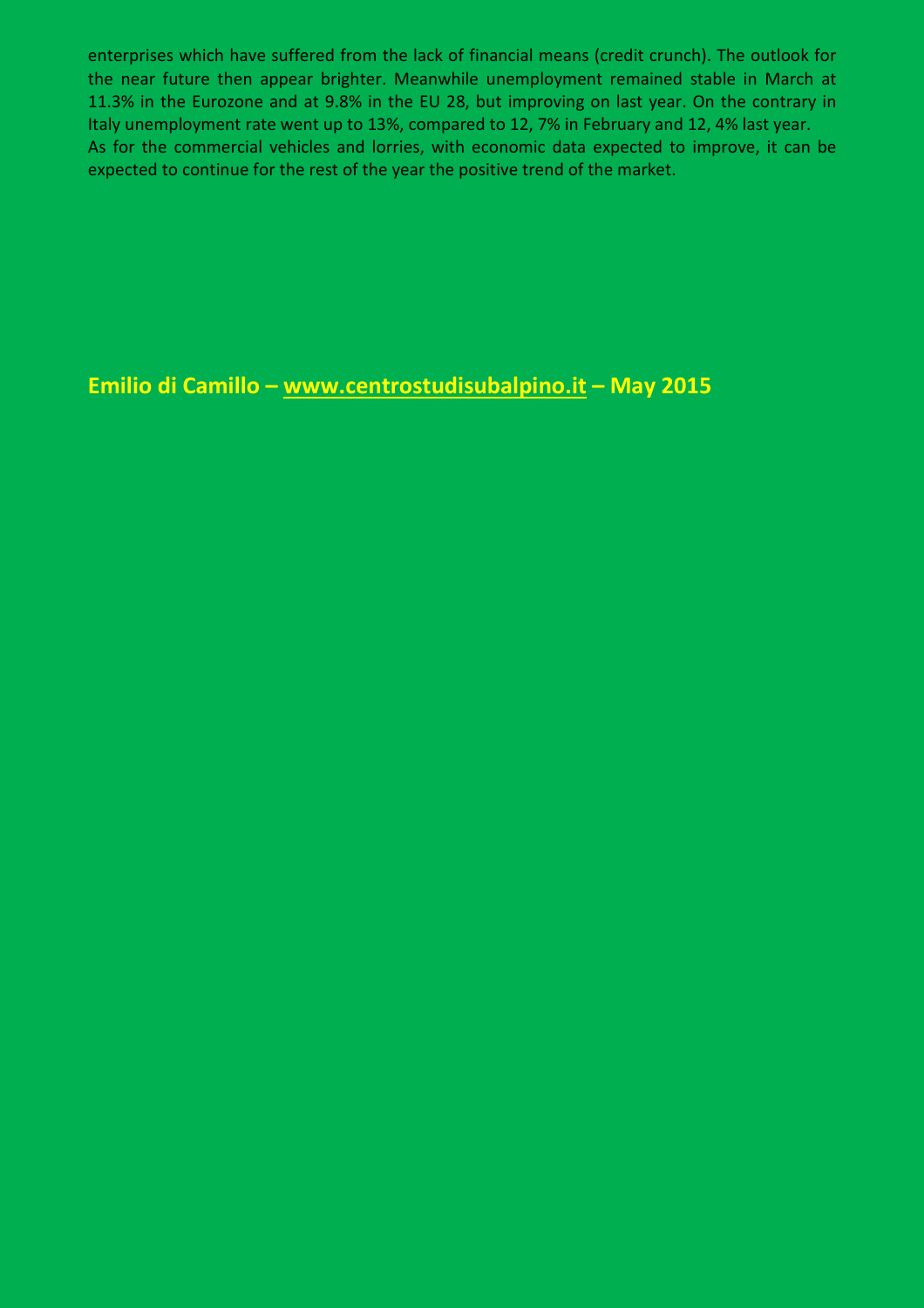enterprises which have suffered from the lack of financial means (credit crunch). The outlook for the near future then appear brighter. Meanwhile unemployment remained stable in March at 11.3% in the Eurozone and at 9.8% in the EU 28, but improving on last year. On the contrary in Italy unemployment rate went up to 13%, compared to 12, 7% in February and 12, 4% last year.
As for the commercial vehicles and lorries, with economic data expected to improve, it can be expected to continue for the rest of the year the positive trend of the market.

**Emilio di Camillo – [www.centrostudisubalpino.it](http://www.centrostudisubalpino.it) – May 2015**